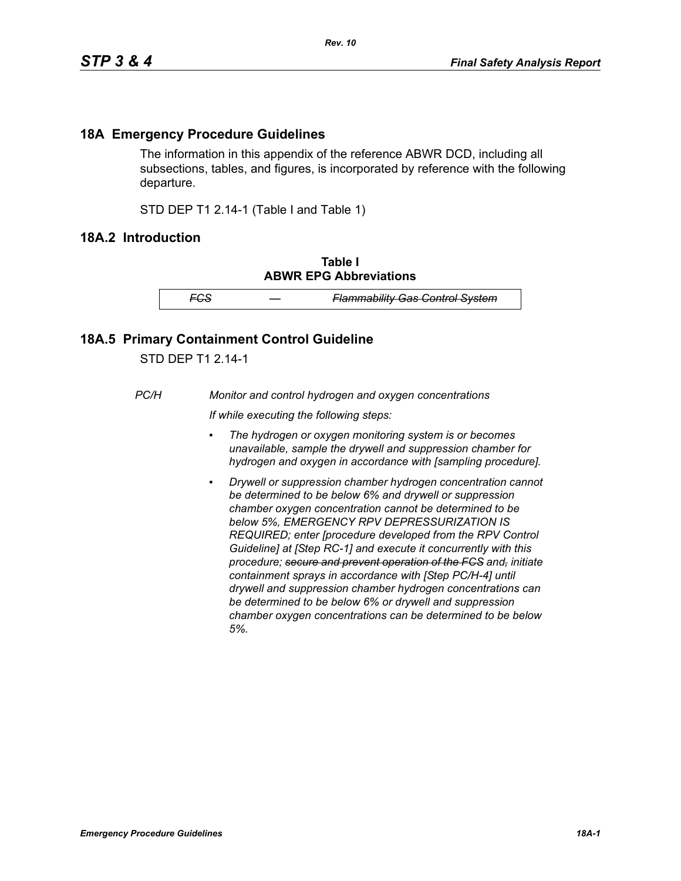## 18A Emergency Procedure Guidelines

The information in this appendix of the reference ABWR DCD, including all subsections, tables, and figures, is incorporated by reference with the following departure.

STD DEP T1 2.14-1 (Table I and Table 1)

## 18A.2 Introduction

**Table I**
**ABWR EPG Abbreviations**

| ~~*FCS*~~ | ~~*—*~~ | ~~*Flammability Gas Control System*~~ |
|---|---|---|

## 18A.5 Primary Containment Control Guideline

STD DEP T1 2.14-1

*PC/H* *Monitor and control hydrogen and oxygen concentrations*

*If while executing the following steps:*

- *The hydrogen or oxygen monitoring system is or becomes unavailable, sample the drywell and suppression chamber for hydrogen and oxygen in accordance with [sampling procedure].*
- *Drywell or suppression chamber hydrogen concentration cannot be determined to be below 6% and drywell or suppression chamber oxygen concentration cannot be determined to be below 5%, EMERGENCY RPV DEPRESSURIZATION IS REQUIRED; enter [procedure developed from the RPV Control Guideline] at [Step RC-1] and execute it concurrently with this procedure; ~~secure and prevent operation of the FCS~~ and~~,~~ initiate containment sprays in accordance with [Step PC/H-4] until drywell and suppression chamber hydrogen concentrations can be determined to be below 6% or drywell and suppression chamber oxygen concentrations can be determined to be below 5%.*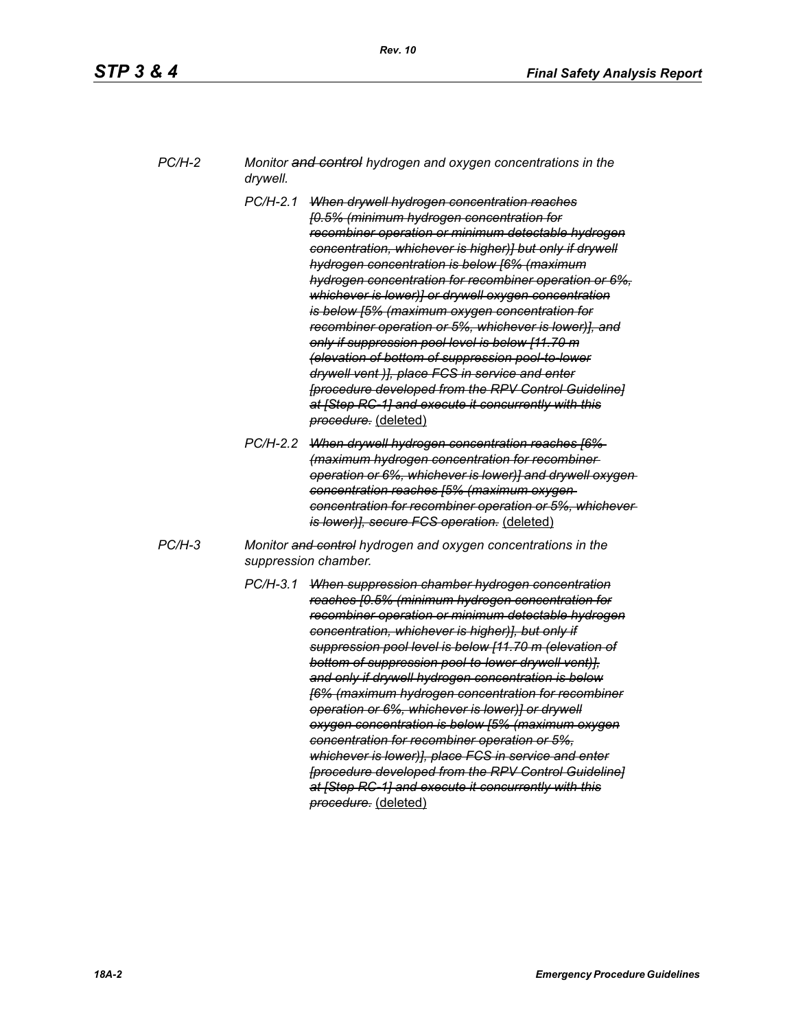PC/H-2 *Monitor ~~and control~~ hydrogen and oxygen concentrations in the drywell.*

PC/H-2.1 ~~*When drywell hydrogen concentration reaches [0.5% (minimum hydrogen concentration for recombiner operation or minimum detectable hydrogen concentration, whichever is higher)] but only if drywell hydrogen concentration is below [6% (maximum hydrogen concentration for recombiner operation or 6%, whichever is lower)] or drywell oxygen concentration is below [5% (maximum oxygen concentration for recombiner operation or 5%, whichever is lower)], and only if suppression pool level is below [11.70 m (elevation of bottom of suppression pool-to-lower drywell vent )], place FCS in service and enter [procedure developed from the RPV Control Guideline] at [Step RC-1] and execute it concurrently with this procedure.*~~ <u>(deleted)</u>

PC/H-2.2 ~~*When drywell hydrogen concentration reaches [6% (maximum hydrogen concentration for recombiner operation or 6%, whichever is lower)] and drywell oxygen concentration reaches [5% (maximum oxygen concentration for recombiner operation or 5%, whichever is lower)], secure FCS operation.*~~ <u>(deleted)</u>

PC/H-3 *Monitor ~~and control~~ hydrogen and oxygen concentrations in the suppression chamber.*

PC/H-3.1 ~~*When suppression chamber hydrogen concentration reaches [0.5% (minimum hydrogen concentration for recombiner operation or minimum detectable hydrogen concentration, whichever is higher)], but only if suppression pool level is below [11.70 m (elevation of bottom of suppression pool-to-lower drywell vent)], and only if drywell hydrogen concentration is below [6% (maximum hydrogen concentration for recombiner operation or 6%, whichever is lower)] or drywell oxygen concentration is below [5% (maximum oxygen concentration for recombiner operation or 5%, whichever is lower)], place FCS in service and enter [procedure developed from the RPV Control Guideline] at [Step RC-1] and execute it concurrently with this procedure.*~~ <u>(deleted)</u>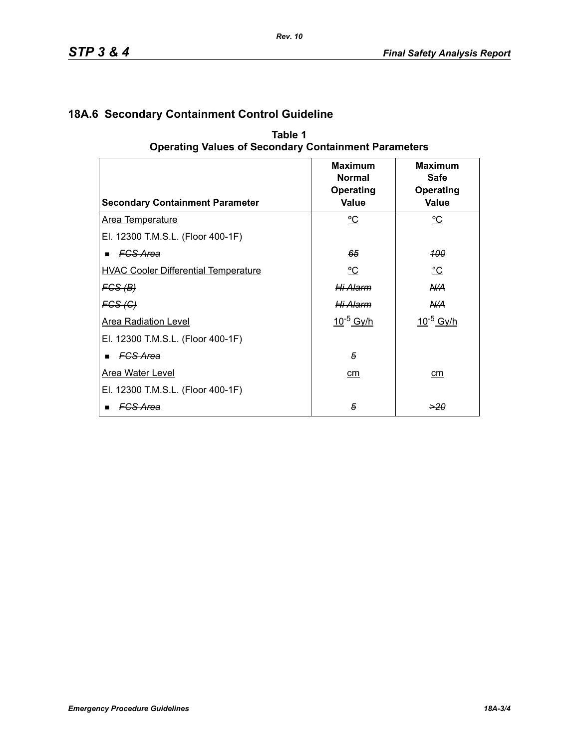## 18A.6 Secondary Containment Control Guideline

**Table 1**
**Operating Values of Secondary Containment Parameters**

| Secondary Containment Parameter | Maximum Normal Operating Value | Maximum Safe Operating Value |
|---|---|---|
| Area Temperature | ºC | ºC |
| El. 12300 T.M.S.L. (Floor 400-1F) | | |
| ■ ~~*FCS Area*~~ | ~~*65*~~ | ~~*100*~~ |
| HVAC Cooler Differential Temperature | ºC | °C |
| ~~*FCS (B)*~~ | ~~*Hi Alarm*~~ | ~~*N/A*~~ |
| ~~*FCS (C)*~~ | ~~*Hi Alarm*~~ | ~~*N/A*~~ |
| Area Radiation Level | $10^{-5}$ Gy/h | $10^{-5}$ Gy/h |
| El. 12300 T.M.S.L. (Floor 400-1F) | | |
| ■ ~~*FCS Area*~~ | ~~*5*~~ | |
| Area Water Level | cm | cm |
| El. 12300 T.M.S.L. (Floor 400-1F) | | |
| ■ ~~*FCS Area*~~ | ~~*5*~~ | ~~*>20*~~ |